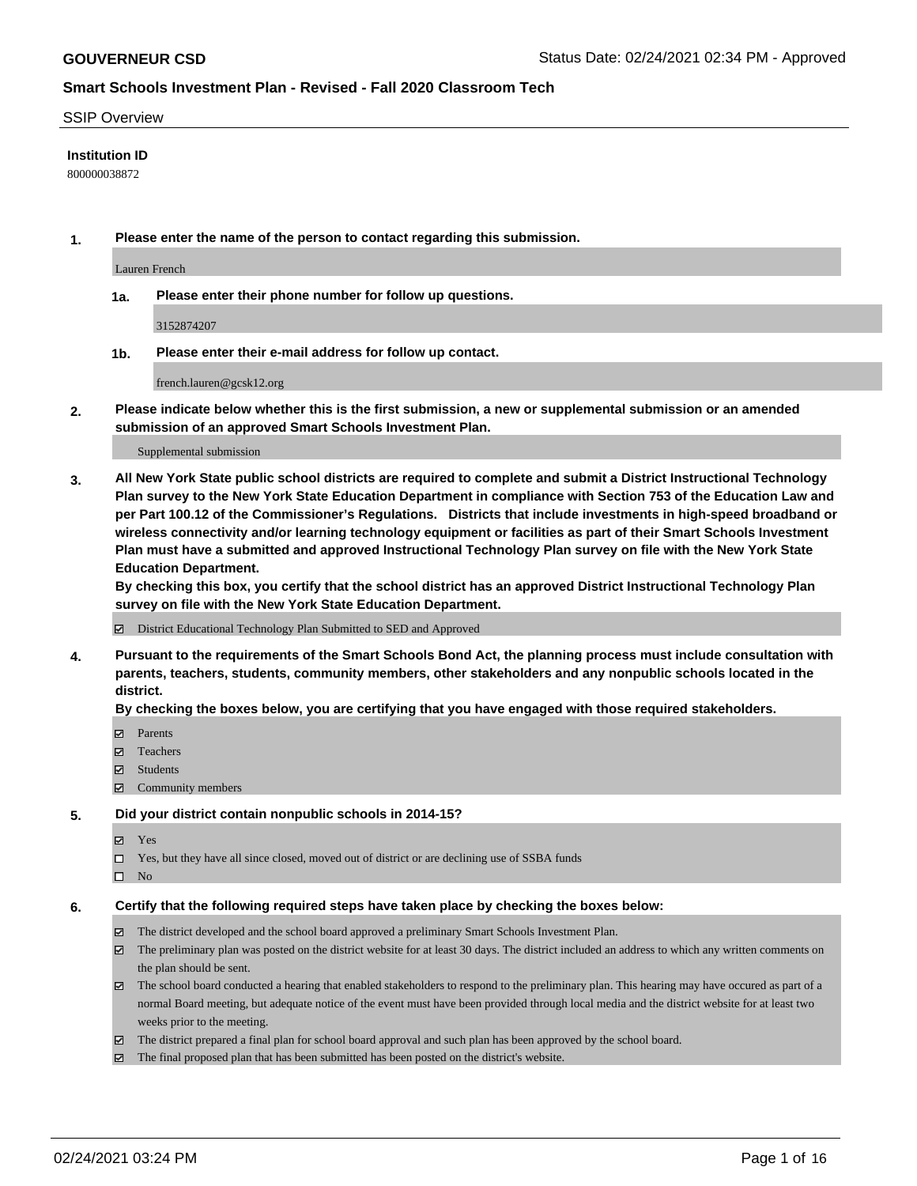## SSIP Overview

**Institution ID**

800000038872

**1. Please enter the name of the person to contact regarding this submission.**

Lauren French

**1a. Please enter their phone number for follow up questions.**

3152874207

**1b. Please enter their e-mail address for follow up contact.**

french.lauren@gcsk12.org

**2. Please indicate below whether this is the first submission, a new or supplemental submission or an amended submission of an approved Smart Schools Investment Plan.**

Supplemental submission

**3. All New York State public school districts are required to complete and submit a District Instructional Technology Plan survey to the New York State Education Department in compliance with Section 753 of the Education Law and per Part 100.12 of the Commissioner's Regulations. Districts that include investments in high-speed broadband or wireless connectivity and/or learning technology equipment or facilities as part of their Smart Schools Investment Plan must have a submitted and approved Instructional Technology Plan survey on file with the New York State Education Department.**

**By checking this box, you certify that the school district has an approved District Instructional Technology Plan survey on file with the New York State Education Department.**

☑ District Educational Technology Plan Submitted to SED and Approved

**4. Pursuant to the requirements of the Smart Schools Bond Act, the planning process must include consultation with parents, teachers, students, community members, other stakeholders and any nonpublic schools located in the district.**

**By checking the boxes below, you are certifying that you have engaged with those required stakeholders.**

☑ Parents
☑ Teachers
☑ Students
☑ Community members

**5. Did your district contain nonpublic schools in 2014-15?**

☑ Yes
☐ Yes, but they have all since closed, moved out of district or are declining use of SSBA funds
☐ No

**6. Certify that the following required steps have taken place by checking the boxes below:**

☑ The district developed and the school board approved a preliminary Smart Schools Investment Plan.
☑ The preliminary plan was posted on the district website for at least 30 days. The district included an address to which any written comments on the plan should be sent.
☑ The school board conducted a hearing that enabled stakeholders to respond to the preliminary plan. This hearing may have occured as part of a normal Board meeting, but adequate notice of the event must have been provided through local media and the district website for at least two weeks prior to the meeting.
☑ The district prepared a final plan for school board approval and such plan has been approved by the school board.
☑ The final proposed plan that has been submitted has been posted on the district's website.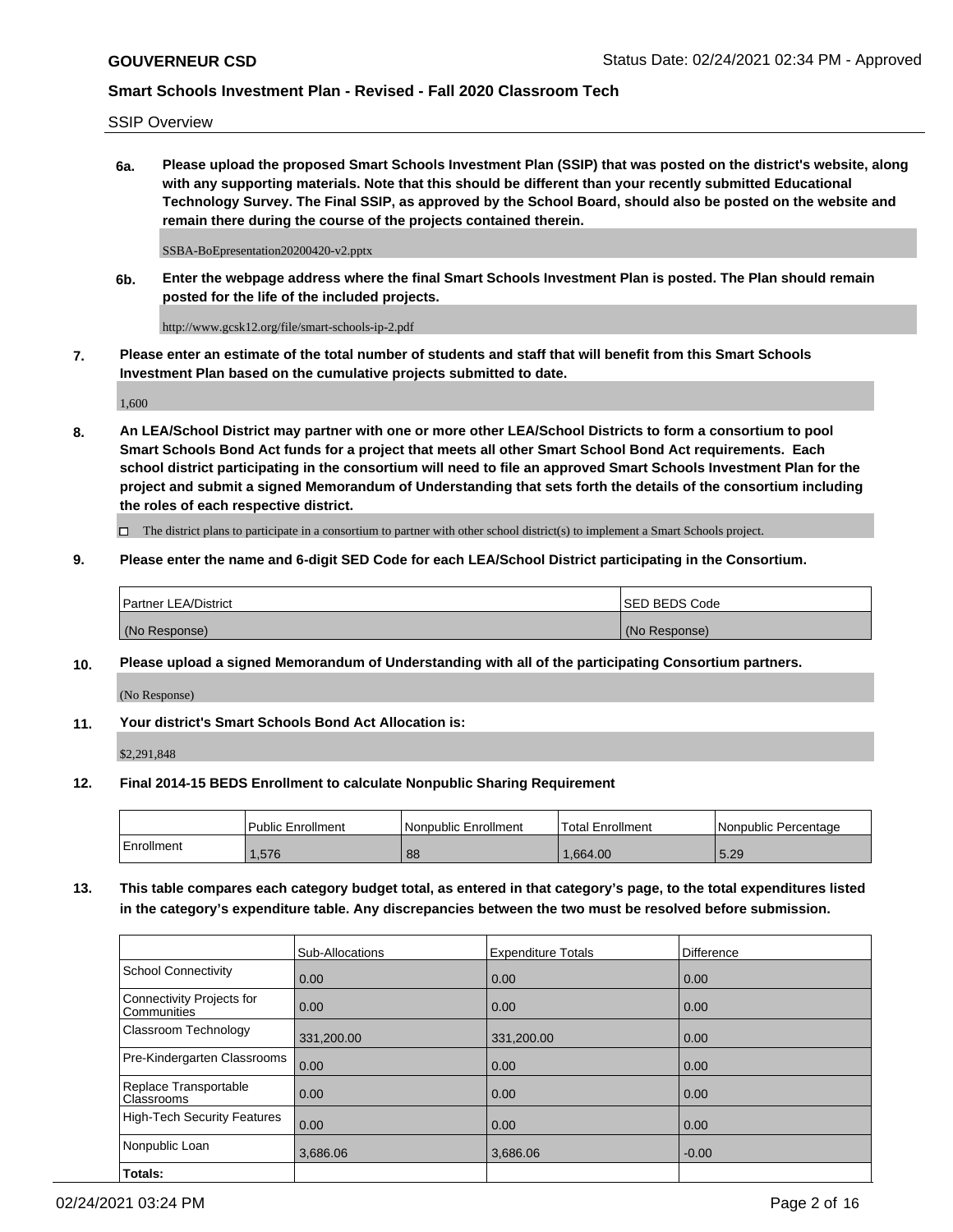SSIP Overview

**6a. Please upload the proposed Smart Schools Investment Plan (SSIP) that was posted on the district's website, along with any supporting materials. Note that this should be different than your recently submitted Educational Technology Survey. The Final SSIP, as approved by the School Board, should also be posted on the website and remain there during the course of the projects contained therein.**

SSBA-BoEpresentation20200420-v2.pptx

**6b. Enter the webpage address where the final Smart Schools Investment Plan is posted. The Plan should remain posted for the life of the included projects.**

http://www.gcsk12.org/file/smart-schools-ip-2.pdf

**7. Please enter an estimate of the total number of students and staff that will benefit from this Smart Schools Investment Plan based on the cumulative projects submitted to date.**

1,600

**8. An LEA/School District may partner with one or more other LEA/School Districts to form a consortium to pool Smart Schools Bond Act funds for a project that meets all other Smart School Bond Act requirements. Each school district participating in the consortium will need to file an approved Smart Schools Investment Plan for the project and submit a signed Memorandum of Understanding that sets forth the details of the consortium including the roles of each respective district.**

☐ The district plans to participate in a consortium to partner with other school district(s) to implement a Smart Schools project.

**9. Please enter the name and 6-digit SED Code for each LEA/School District participating in the Consortium.**

| Partner LEA/District | SED BEDS Code |
|---|---|
| (No Response) | (No Response) |

**10. Please upload a signed Memorandum of Understanding with all of the participating Consortium partners.**

(No Response)

**11. Your district's Smart Schools Bond Act Allocation is:**

$2,291,848

**12. Final 2014-15 BEDS Enrollment to calculate Nonpublic Sharing Requirement**

| | Public Enrollment | Nonpublic Enrollment | Total Enrollment | Nonpublic Percentage |
|---|---|---|---|---|
| Enrollment | 1,576 | 88 | 1,664.00 | 5.29 |

**13. This table compares each category budget total, as entered in that category's page, to the total expenditures listed in the category's expenditure table. Any discrepancies between the two must be resolved before submission.**

| | Sub-Allocations | Expenditure Totals | Difference |
|---|---|---|---|
| School Connectivity | 0.00 | 0.00 | 0.00 |
| Connectivity Projects for Communities | 0.00 | 0.00 | 0.00 |
| Classroom Technology | 331,200.00 | 331,200.00 | 0.00 |
| Pre-Kindergarten Classrooms | 0.00 | 0.00 | 0.00 |
| Replace Transportable Classrooms | 0.00 | 0.00 | 0.00 |
| High-Tech Security Features | 0.00 | 0.00 | 0.00 |
| Nonpublic Loan | 3,686.06 | 3,686.06 | -0.00 |
| **Totals:** | | | |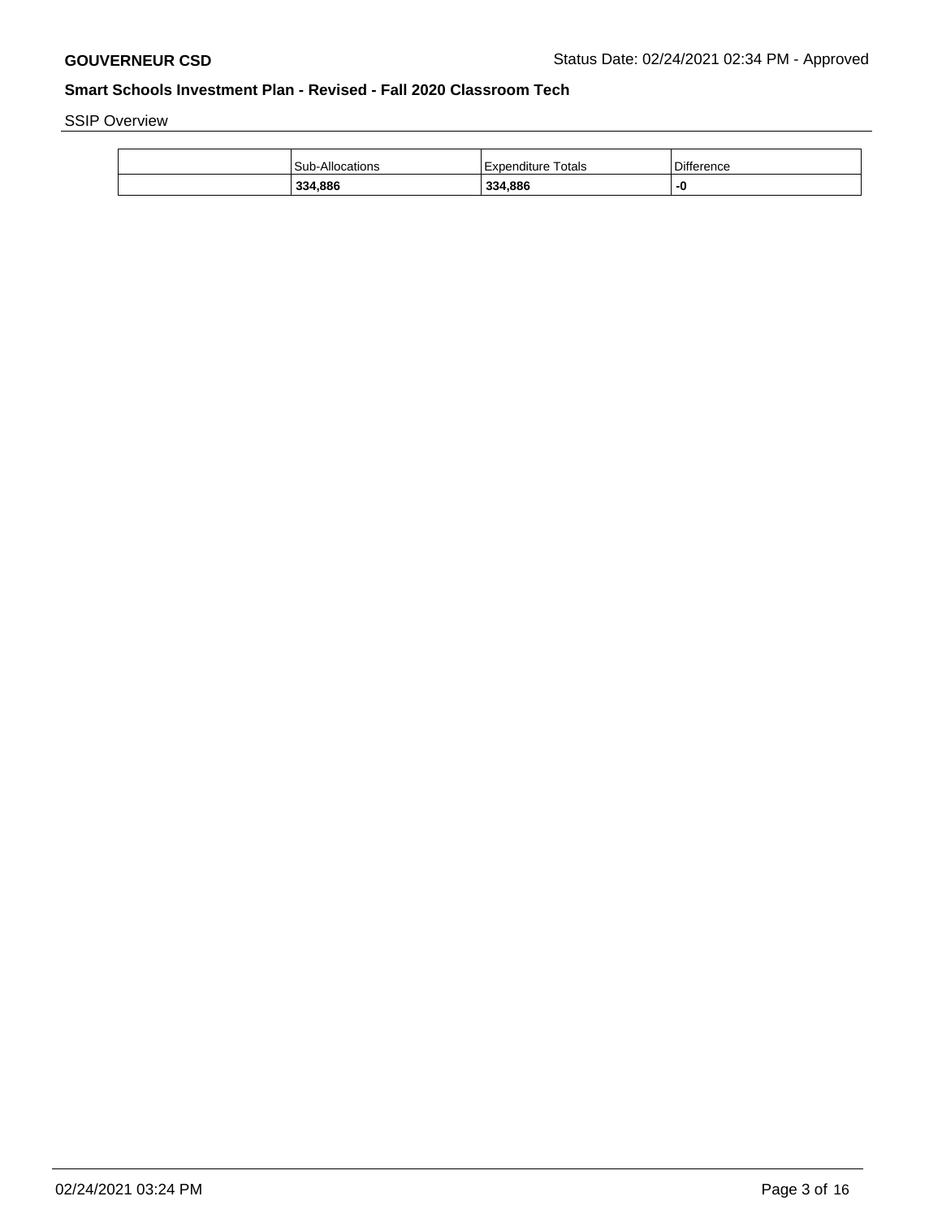SSIP Overview

| | Sub-Allocations | Expenditure Totals | Difference |
|---|---|---|---|
| | **334,886** | **334,886** | **-0** |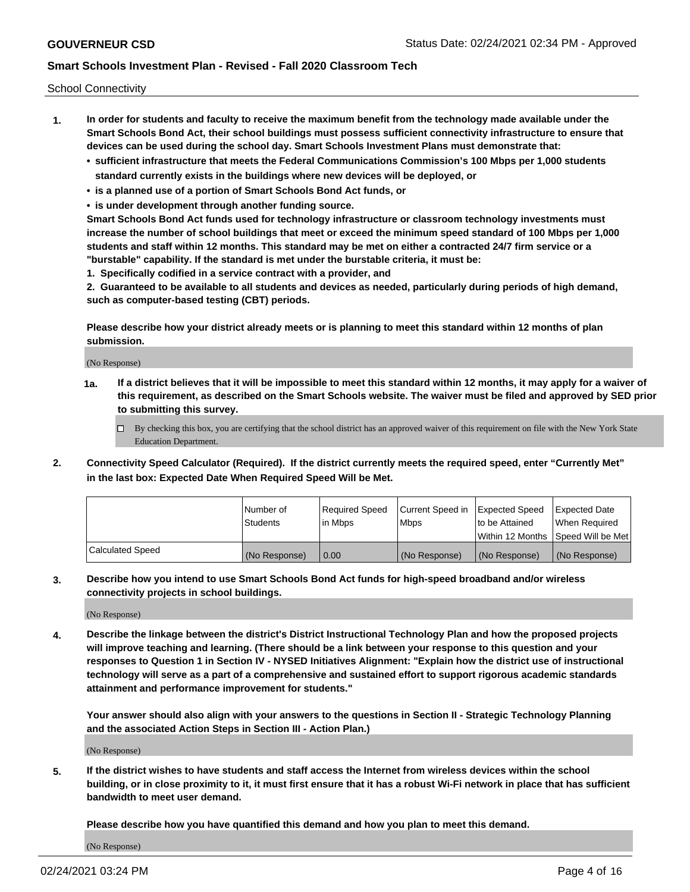School Connectivity

1. **In order for students and faculty to receive the maximum benefit from the technology made available under the Smart Schools Bond Act, their school buildings must possess sufficient connectivity infrastructure to ensure that devices can be used during the school day. Smart Schools Investment Plans must demonstrate that:**
   - **sufficient infrastructure that meets the Federal Communications Commission's 100 Mbps per 1,000 students standard currently exists in the buildings where new devices will be deployed, or**
   - **is a planned use of a portion of Smart Schools Bond Act funds, or**
   - **is under development through another funding source.**

   **Smart Schools Bond Act funds used for technology infrastructure or classroom technology investments must increase the number of school buildings that meet or exceed the minimum speed standard of 100 Mbps per 1,000 students and staff within 12 months. This standard may be met on either a contracted 24/7 firm service or a "burstable" capability. If the standard is met under the burstable criteria, it must be:**

   **1. Specifically codified in a service contract with a provider, and**

   **2. Guaranteed to be available to all students and devices as needed, particularly during periods of high demand, such as computer-based testing (CBT) periods.**

   **Please describe how your district already meets or is planning to meet this standard within 12 months of plan submission.**

   (No Response)

   **1a. If a district believes that it will be impossible to meet this standard within 12 months, it may apply for a waiver of this requirement, as described on the Smart Schools website. The waiver must be filed and approved by SED prior to submitting this survey.**

   ☐ By checking this box, you are certifying that the school district has an approved waiver of this requirement on file with the New York State Education Department.

2. **Connectivity Speed Calculator (Required). If the district currently meets the required speed, enter "Currently Met" in the last box: Expected Date When Required Speed Will be Met.**

| | Number of Students | Required Speed in Mbps | Current Speed in Mbps | Expected Speed to be Attained Within 12 Months | Expected Date When Required Speed Will be Met |
|---|---|---|---|---|---|
| Calculated Speed | (No Response) | 0.00 | (No Response) | (No Response) | (No Response) |

3. **Describe how you intend to use Smart Schools Bond Act funds for high-speed broadband and/or wireless connectivity projects in school buildings.**

   (No Response)

4. **Describe the linkage between the district's District Instructional Technology Plan and how the proposed projects will improve teaching and learning. (There should be a link between your response to this question and your responses to Question 1 in Section IV - NYSED Initiatives Alignment: "Explain how the district use of instructional technology will serve as a part of a comprehensive and sustained effort to support rigorous academic standards attainment and performance improvement for students."**

   **Your answer should also align with your answers to the questions in Section II - Strategic Technology Planning and the associated Action Steps in Section III - Action Plan.)**

   (No Response)

5. **If the district wishes to have students and staff access the Internet from wireless devices within the school building, or in close proximity to it, it must first ensure that it has a robust Wi-Fi network in place that has sufficient bandwidth to meet user demand.**

   **Please describe how you have quantified this demand and how you plan to meet this demand.**

   (No Response)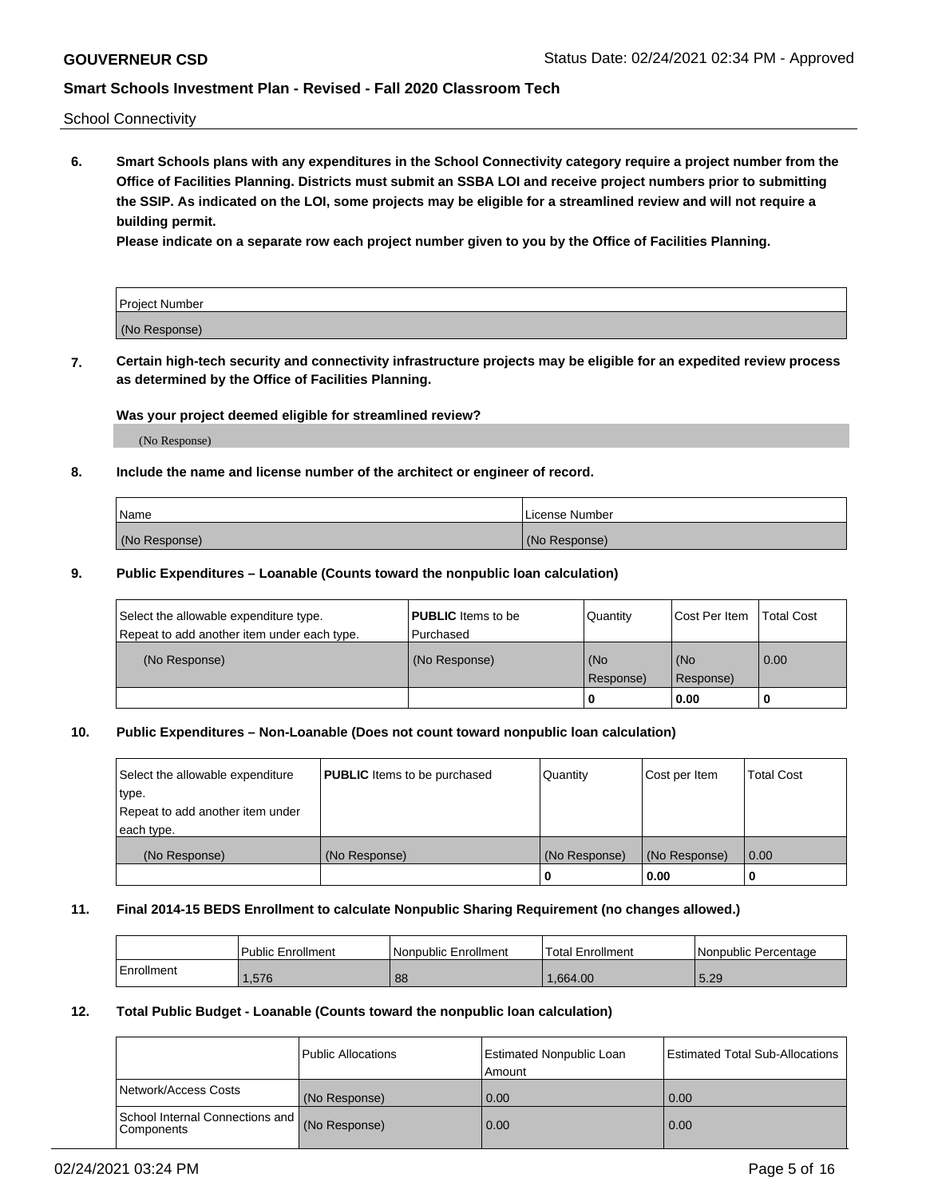School Connectivity

**6. Smart Schools plans with any expenditures in the School Connectivity category require a project number from the Office of Facilities Planning. Districts must submit an SSBA LOI and receive project numbers prior to submitting the SSIP. As indicated on the LOI, some projects may be eligible for a streamlined review and will not require a building permit.**

**Please indicate on a separate row each project number given to you by the Office of Facilities Planning.**

| Project Number |
|---|
| (No Response) |

**7. Certain high-tech security and connectivity infrastructure projects may be eligible for an expedited review process as determined by the Office of Facilities Planning.**

**Was your project deemed eligible for streamlined review?**

(No Response)

**8. Include the name and license number of the architect or engineer of record.**

| Name | License Number |
|---|---|
| (No Response) | (No Response) |

**9. Public Expenditures – Loanable (Counts toward the nonpublic loan calculation)**

| Select the allowable expenditure type. Repeat to add another item under each type. | **PUBLIC** Items to be Purchased | Quantity | Cost Per Item | Total Cost |
|---|---|---|---|---|
| (No Response) | (No Response) | (No Response) | (No Response) | 0.00 |
| | | 0 | 0.00 | 0 |

**10. Public Expenditures – Non-Loanable (Does not count toward nonpublic loan calculation)**

| Select the allowable expenditure type. Repeat to add another item under each type. | **PUBLIC** Items to be purchased | Quantity | Cost per Item | Total Cost |
|---|---|---|---|---|
| (No Response) | (No Response) | (No Response) | (No Response) | 0.00 |
| | | 0 | 0.00 | 0 |

**11. Final 2014-15 BEDS Enrollment to calculate Nonpublic Sharing Requirement (no changes allowed.)**

| | Public Enrollment | Nonpublic Enrollment | Total Enrollment | Nonpublic Percentage |
|---|---|---|---|---|
| Enrollment | 1,576 | 88 | 1,664.00 | 5.29 |

**12. Total Public Budget - Loanable (Counts toward the nonpublic loan calculation)**

| | Public Allocations | Estimated Nonpublic Loan Amount | Estimated Total Sub-Allocations |
|---|---|---|---|
| Network/Access Costs | (No Response) | 0.00 | 0.00 |
| School Internal Connections and Components | (No Response) | 0.00 | 0.00 |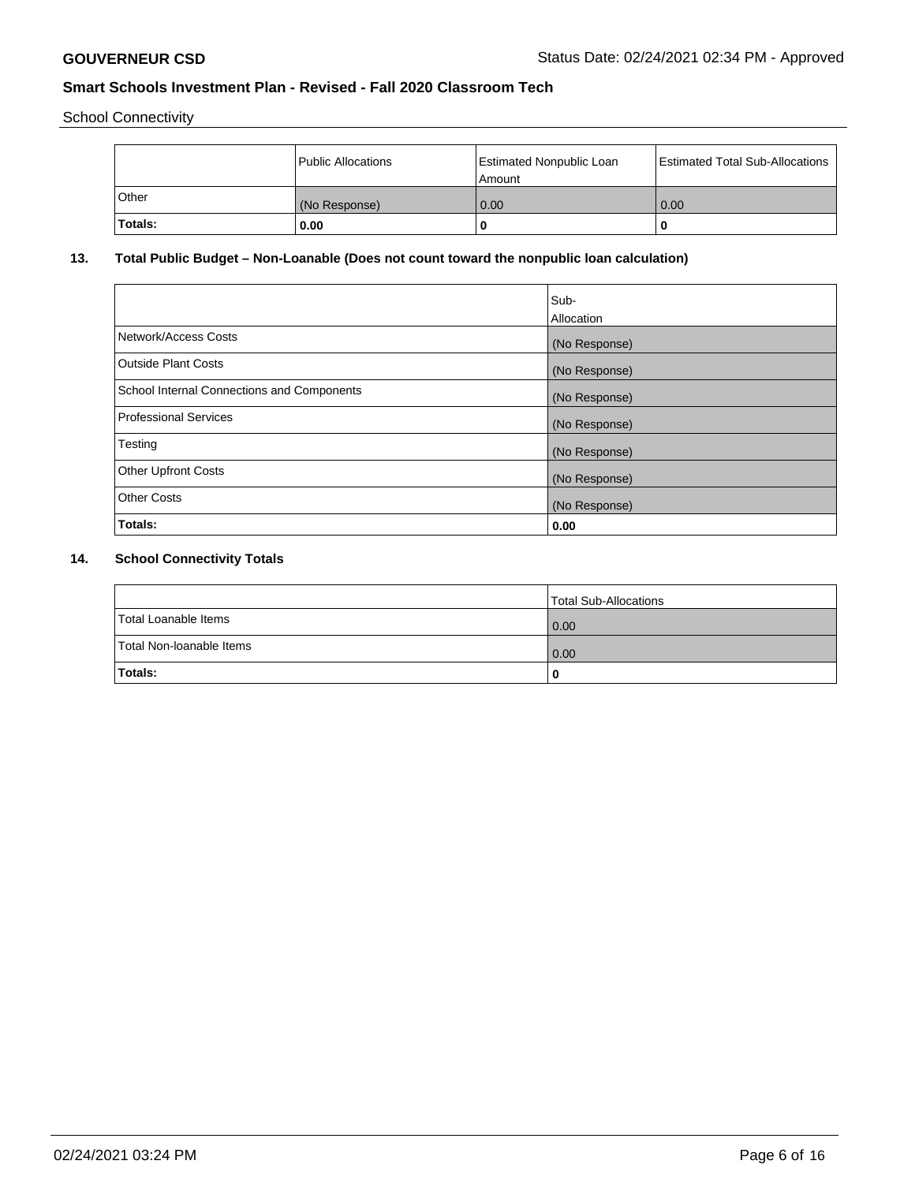School Connectivity

| | Public Allocations | Estimated Nonpublic Loan Amount | Estimated Total Sub-Allocations |
|---|---|---|---|
| Other | (No Response) | 0.00 | 0.00 |
| **Totals:** | **0.00** | **0** | **0** |

## 13. Total Public Budget – Non-Loanable (Does not count toward the nonpublic loan calculation)

| | Sub-Allocation |
|---|---|
| Network/Access Costs | (No Response) |
| Outside Plant Costs | (No Response) |
| School Internal Connections and Components | (No Response) |
| Professional Services | (No Response) |
| Testing | (No Response) |
| Other Upfront Costs | (No Response) |
| Other Costs | (No Response) |
| **Totals:** | **0.00** |

## 14. School Connectivity Totals

| | Total Sub-Allocations |
|---|---|
| Total Loanable Items | 0.00 |
| Total Non-loanable Items | 0.00 |
| **Totals:** | **0** |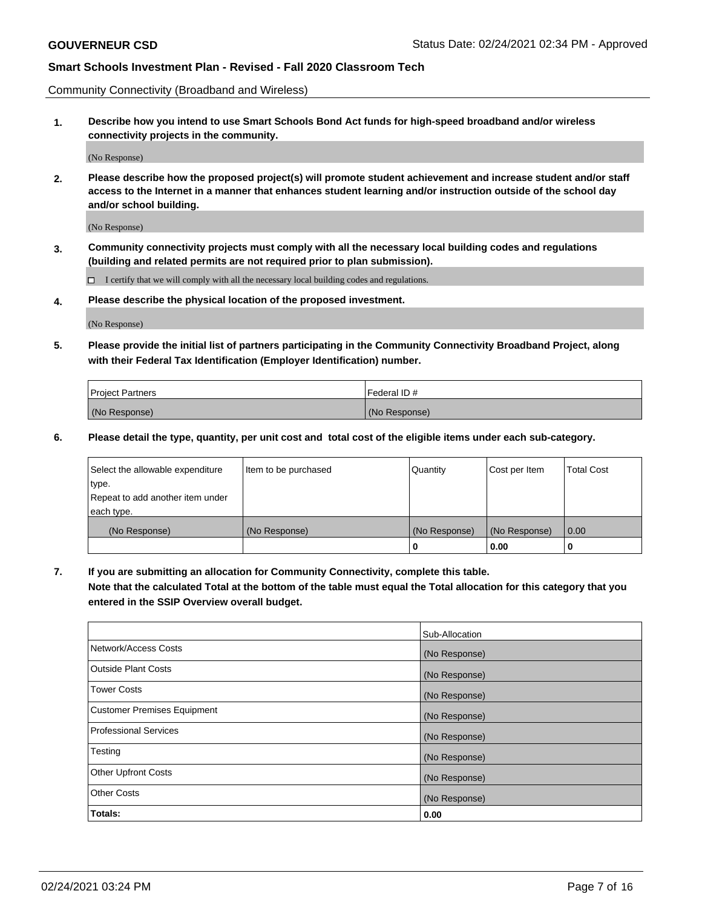Community Connectivity (Broadband and Wireless)

**1. Describe how you intend to use Smart Schools Bond Act funds for high-speed broadband and/or wireless connectivity projects in the community.**

(No Response)

**2. Please describe how the proposed project(s) will promote student achievement and increase student and/or staff access to the Internet in a manner that enhances student learning and/or instruction outside of the school day and/or school building.**

(No Response)

**3. Community connectivity projects must comply with all the necessary local building codes and regulations (building and related permits are not required prior to plan submission).**

☐ I certify that we will comply with all the necessary local building codes and regulations.

**4. Please describe the physical location of the proposed investment.**

(No Response)

**5. Please provide the initial list of partners participating in the Community Connectivity Broadband Project, along with their Federal Tax Identification (Employer Identification) number.**

| Project Partners | Federal ID # |
|---|---|
| (No Response) | (No Response) |

**6. Please detail the type, quantity, per unit cost and total cost of the eligible items under each sub-category.**

| Select the allowable expenditure type. Repeat to add another item under each type. | Item to be purchased | Quantity | Cost per Item | Total Cost |
|---|---|---|---|---|
| (No Response) | (No Response) | (No Response) | (No Response) | 0.00 |
| | | **0** | **0.00** | **0** |

**7. If you are submitting an allocation for Community Connectivity, complete this table. Note that the calculated Total at the bottom of the table must equal the Total allocation for this category that you entered in the SSIP Overview overall budget.**

| | Sub-Allocation |
|---|---|
| Network/Access Costs | (No Response) |
| Outside Plant Costs | (No Response) |
| Tower Costs | (No Response) |
| Customer Premises Equipment | (No Response) |
| Professional Services | (No Response) |
| Testing | (No Response) |
| Other Upfront Costs | (No Response) |
| Other Costs | (No Response) |
| **Totals:** | **0.00** |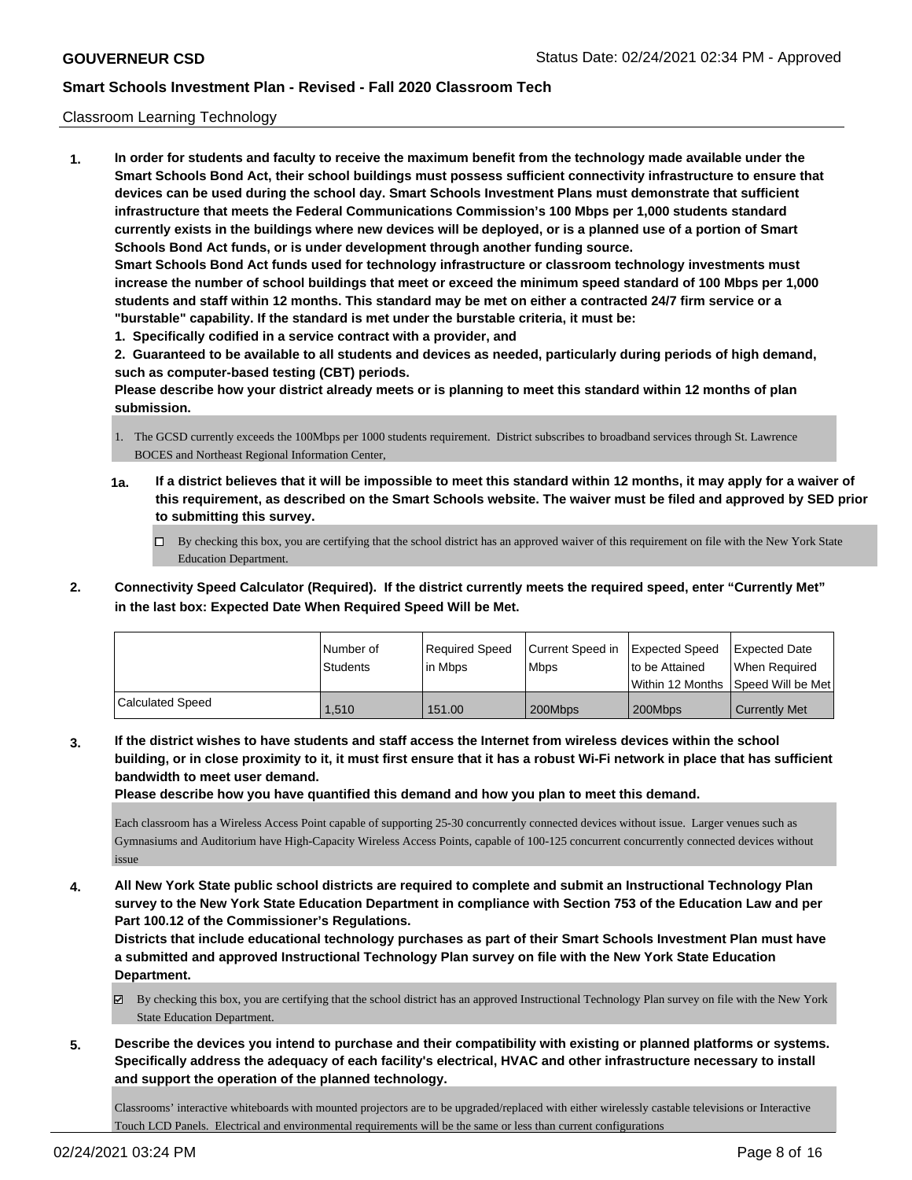Classroom Learning Technology

**1. In order for students and faculty to receive the maximum benefit from the technology made available under the Smart Schools Bond Act, their school buildings must possess sufficient connectivity infrastructure to ensure that devices can be used during the school day. Smart Schools Investment Plans must demonstrate that sufficient infrastructure that meets the Federal Communications Commission's 100 Mbps per 1,000 students standard currently exists in the buildings where new devices will be deployed, or is a planned use of a portion of Smart Schools Bond Act funds, or is under development through another funding source.**

**Smart Schools Bond Act funds used for technology infrastructure or classroom technology investments must increase the number of school buildings that meet or exceed the minimum speed standard of 100 Mbps per 1,000 students and staff within 12 months. This standard may be met on either a contracted 24/7 firm service or a "burstable" capability. If the standard is met under the burstable criteria, it must be:**

**1. Specifically codified in a service contract with a provider, and**

**2. Guaranteed to be available to all students and devices as needed, particularly during periods of high demand, such as computer-based testing (CBT) periods.**

**Please describe how your district already meets or is planning to meet this standard within 12 months of plan submission.**

1. The GCSD currently exceeds the 100Mbps per 1000 students requirement. District subscribes to broadband services through St. Lawrence BOCES and Northeast Regional Information Center,

**1a. If a district believes that it will be impossible to meet this standard within 12 months, it may apply for a waiver of this requirement, as described on the Smart Schools website. The waiver must be filed and approved by SED prior to submitting this survey.**

☐ By checking this box, you are certifying that the school district has an approved waiver of this requirement on file with the New York State Education Department.

**2. Connectivity Speed Calculator (Required). If the district currently meets the required speed, enter "Currently Met" in the last box: Expected Date When Required Speed Will be Met.**

| | Number of Students | Required Speed in Mbps | Current Speed in Mbps | Expected Speed to be Attained Within 12 Months | Expected Date When Required Speed Will be Met |
|---|---|---|---|---|---|
| Calculated Speed | 1,510 | 151.00 | 200Mbps | 200Mbps | Currently Met |

**3. If the district wishes to have students and staff access the Internet from wireless devices within the school building, or in close proximity to it, it must first ensure that it has a robust Wi-Fi network in place that has sufficient bandwidth to meet user demand.**

**Please describe how you have quantified this demand and how you plan to meet this demand.**

Each classroom has a Wireless Access Point capable of supporting 25-30 concurrently connected devices without issue. Larger venues such as Gymnasiums and Auditorium have High-Capacity Wireless Access Points, capable of 100-125 concurrent concurrently connected devices without issue

**4. All New York State public school districts are required to complete and submit an Instructional Technology Plan survey to the New York State Education Department in compliance with Section 753 of the Education Law and per Part 100.12 of the Commissioner's Regulations.**

**Districts that include educational technology purchases as part of their Smart Schools Investment Plan must have a submitted and approved Instructional Technology Plan survey on file with the New York State Education Department.**

☑ By checking this box, you are certifying that the school district has an approved Instructional Technology Plan survey on file with the New York State Education Department.

**5. Describe the devices you intend to purchase and their compatibility with existing or planned platforms or systems. Specifically address the adequacy of each facility's electrical, HVAC and other infrastructure necessary to install and support the operation of the planned technology.**

Classrooms' interactive whiteboards with mounted projectors are to be upgraded/replaced with either wirelessly castable televisions or Interactive Touch LCD Panels. Electrical and environmental requirements will be the same or less than current configurations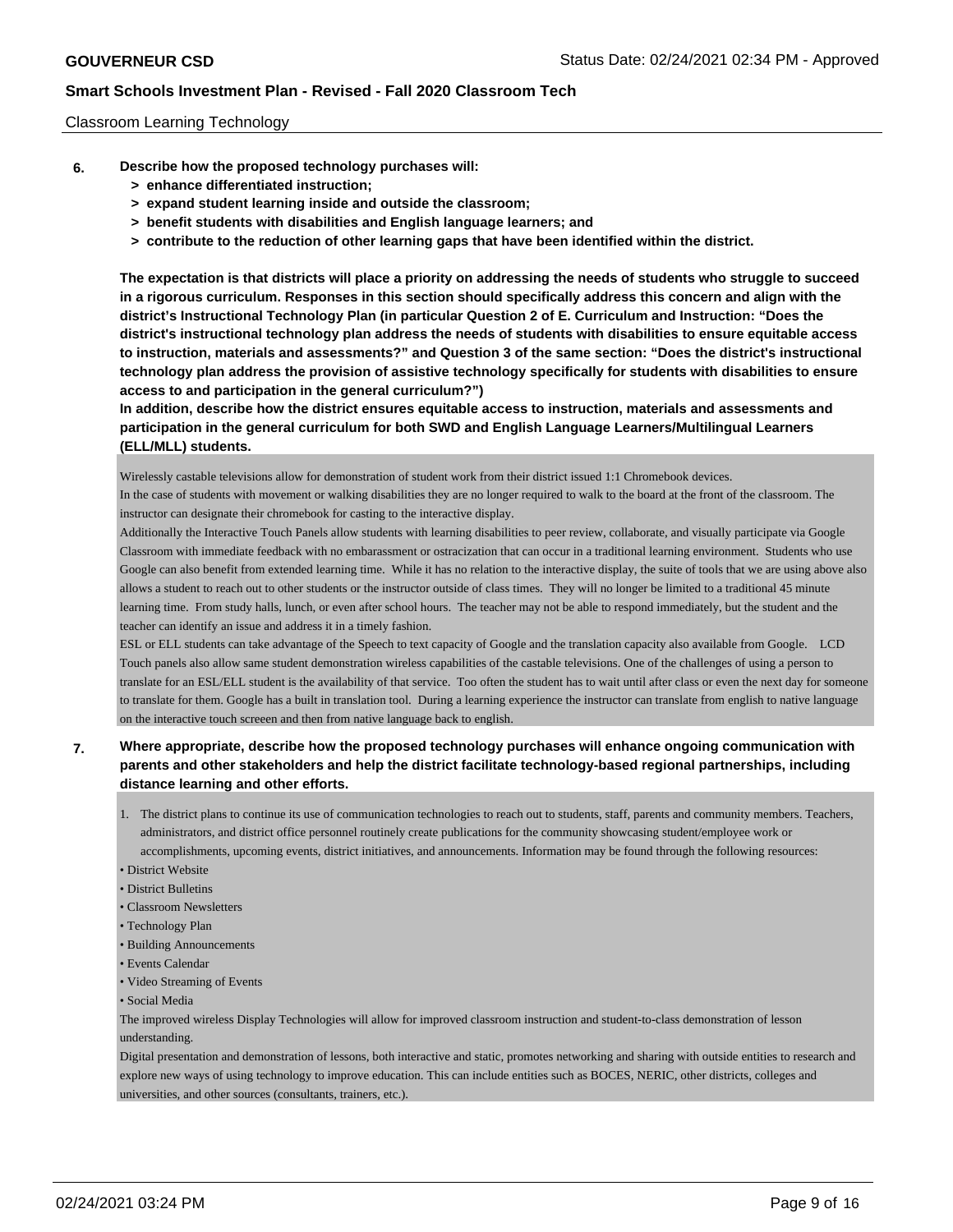Classroom Learning Technology

6. **Describe how the proposed technology purchases will:**
   - **> enhance differentiated instruction;**
   - **> expand student learning inside and outside the classroom;**
   - **> benefit students with disabilities and English language learners; and**
   - **> contribute to the reduction of other learning gaps that have been identified within the district.**

   **The expectation is that districts will place a priority on addressing the needs of students who struggle to succeed in a rigorous curriculum. Responses in this section should specifically address this concern and align with the district's Instructional Technology Plan (in particular Question 2 of E. Curriculum and Instruction: "Does the district's instructional technology plan address the needs of students with disabilities to ensure equitable access to instruction, materials and assessments?" and Question 3 of the same section: "Does the district's instructional technology plan address the provision of assistive technology specifically for students with disabilities to ensure access to and participation in the general curriculum?")**
   **In addition, describe how the district ensures equitable access to instruction, materials and assessments and participation in the general curriculum for both SWD and English Language Learners/Multilingual Learners (ELL/MLL) students.**

Wirelessly castable televisions allow for demonstration of student work from their district issued 1:1 Chromebook devices.
In the case of students with movement or walking disabilities they are no longer required to walk to the board at the front of the classroom. The instructor can designate their chromebook for casting to the interactive display.
Additionally the Interactive Touch Panels allow students with learning disabilities to peer review, collaborate, and visually participate via Google Classroom with immediate feedback with no embarassment or ostracization that can occur in a traditional learning environment. Students who use Google can also benefit from extended learning time. While it has no relation to the interactive display, the suite of tools that we are using above also allows a student to reach out to other students or the instructor outside of class times. They will no longer be limited to a traditional 45 minute learning time. From study halls, lunch, or even after school hours. The teacher may not be able to respond immediately, but the student and the teacher can identify an issue and address it in a timely fashion.
ESL or ELL students can take advantage of the Speech to text capacity of Google and the translation capacity also available from Google. LCD Touch panels also allow same student demonstration wireless capabilities of the castable televisions. One of the challenges of using a person to translate for an ESL/ELL student is the availability of that service. Too often the student has to wait until after class or even the next day for someone to translate for them. Google has a built in translation tool. During a learning experience the instructor can translate from english to native language on the interactive touch screeen and then from native language back to english.

7. **Where appropriate, describe how the proposed technology purchases will enhance ongoing communication with parents and other stakeholders and help the district facilitate technology-based regional partnerships, including distance learning and other efforts.**

1. The district plans to continue its use of communication technologies to reach out to students, staff, parents and community members. Teachers, administrators, and district office personnel routinely create publications for the community showcasing student/employee work or accomplishments, upcoming events, district initiatives, and announcements. Information may be found through the following resources:

- District Website
- District Bulletins
- Classroom Newsletters
- Technology Plan
- Building Announcements
- Events Calendar
- Video Streaming of Events
- Social Media

The improved wireless Display Technologies will allow for improved classroom instruction and student-to-class demonstration of lesson understanding.
Digital presentation and demonstration of lessons, both interactive and static, promotes networking and sharing with outside entities to research and explore new ways of using technology to improve education. This can include entities such as BOCES, NERIC, other districts, colleges and universities, and other sources (consultants, trainers, etc.).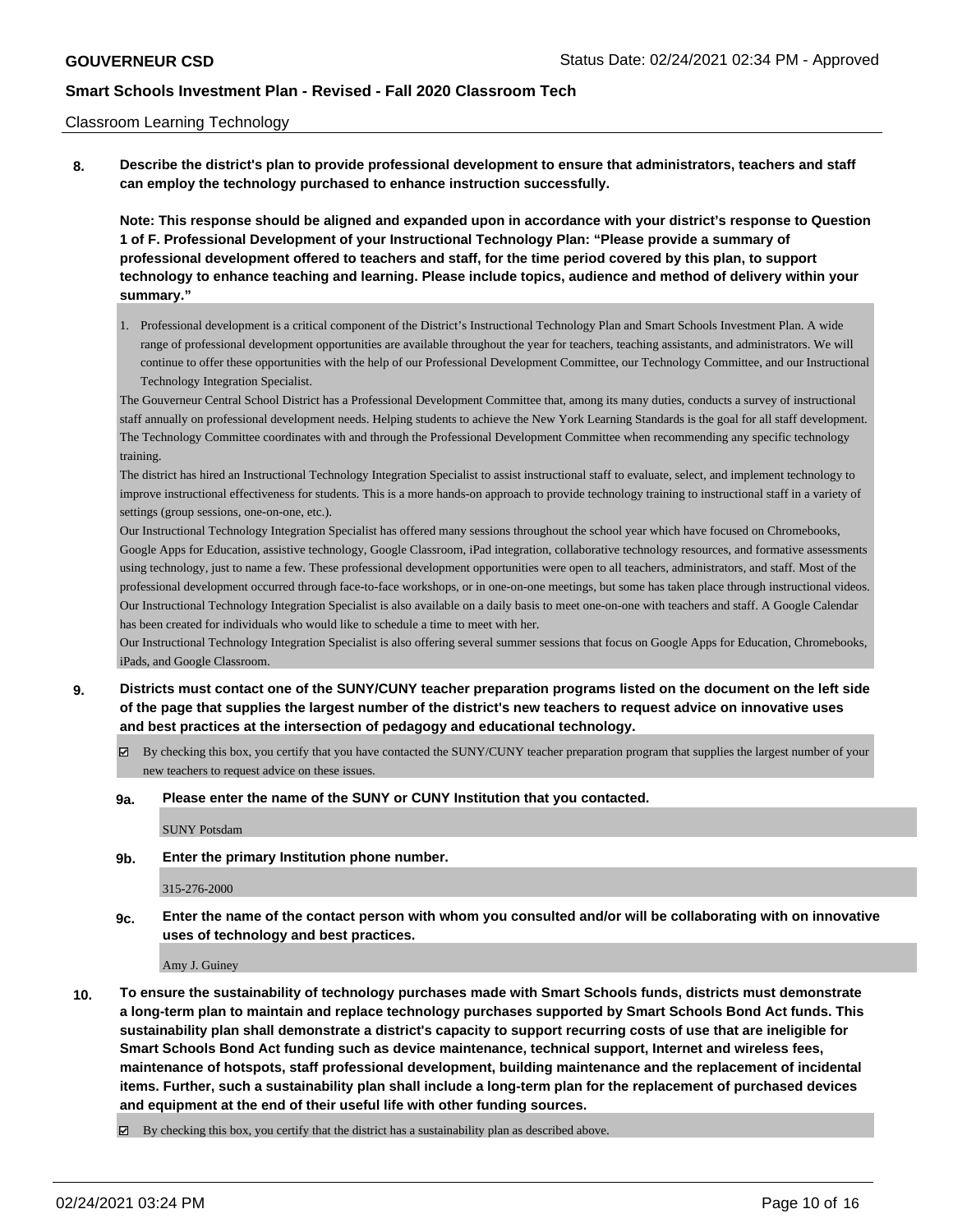Classroom Learning Technology

**8. Describe the district's plan to provide professional development to ensure that administrators, teachers and staff can employ the technology purchased to enhance instruction successfully.**

**Note: This response should be aligned and expanded upon in accordance with your district's response to Question 1 of F. Professional Development of your Instructional Technology Plan: "Please provide a summary of professional development offered to teachers and staff, for the time period covered by this plan, to support technology to enhance teaching and learning. Please include topics, audience and method of delivery within your summary."**

1. Professional development is a critical component of the District's Instructional Technology Plan and Smart Schools Investment Plan. A wide range of professional development opportunities are available throughout the year for teachers, teaching assistants, and administrators. We will continue to offer these opportunities with the help of our Professional Development Committee, our Technology Committee, and our Instructional Technology Integration Specialist.

The Gouverneur Central School District has a Professional Development Committee that, among its many duties, conducts a survey of instructional staff annually on professional development needs. Helping students to achieve the New York Learning Standards is the goal for all staff development. The Technology Committee coordinates with and through the Professional Development Committee when recommending any specific technology training.

The district has hired an Instructional Technology Integration Specialist to assist instructional staff to evaluate, select, and implement technology to improve instructional effectiveness for students. This is a more hands-on approach to provide technology training to instructional staff in a variety of settings (group sessions, one-on-one, etc.).

Our Instructional Technology Integration Specialist has offered many sessions throughout the school year which have focused on Chromebooks, Google Apps for Education, assistive technology, Google Classroom, iPad integration, collaborative technology resources, and formative assessments using technology, just to name a few. These professional development opportunities were open to all teachers, administrators, and staff. Most of the professional development occurred through face-to-face workshops, or in one-on-one meetings, but some has taken place through instructional videos. Our Instructional Technology Integration Specialist is also available on a daily basis to meet one-on-one with teachers and staff. A Google Calendar has been created for individuals who would like to schedule a time to meet with her.

Our Instructional Technology Integration Specialist is also offering several summer sessions that focus on Google Apps for Education, Chromebooks, iPads, and Google Classroom.

**9. Districts must contact one of the SUNY/CUNY teacher preparation programs listed on the document on the left side of the page that supplies the largest number of the district's new teachers to request advice on innovative uses and best practices at the intersection of pedagogy and educational technology.**

☑ By checking this box, you certify that you have contacted the SUNY/CUNY teacher preparation program that supplies the largest number of your new teachers to request advice on these issues.

**9a. Please enter the name of the SUNY or CUNY Institution that you contacted.**

SUNY Potsdam

**9b. Enter the primary Institution phone number.**

315-276-2000

**9c. Enter the name of the contact person with whom you consulted and/or will be collaborating with on innovative uses of technology and best practices.**

Amy J. Guiney

**10. To ensure the sustainability of technology purchases made with Smart Schools funds, districts must demonstrate a long-term plan to maintain and replace technology purchases supported by Smart Schools Bond Act funds. This sustainability plan shall demonstrate a district's capacity to support recurring costs of use that are ineligible for Smart Schools Bond Act funding such as device maintenance, technical support, Internet and wireless fees, maintenance of hotspots, staff professional development, building maintenance and the replacement of incidental items. Further, such a sustainability plan shall include a long-term plan for the replacement of purchased devices and equipment at the end of their useful life with other funding sources.**

☑ By checking this box, you certify that the district has a sustainability plan as described above.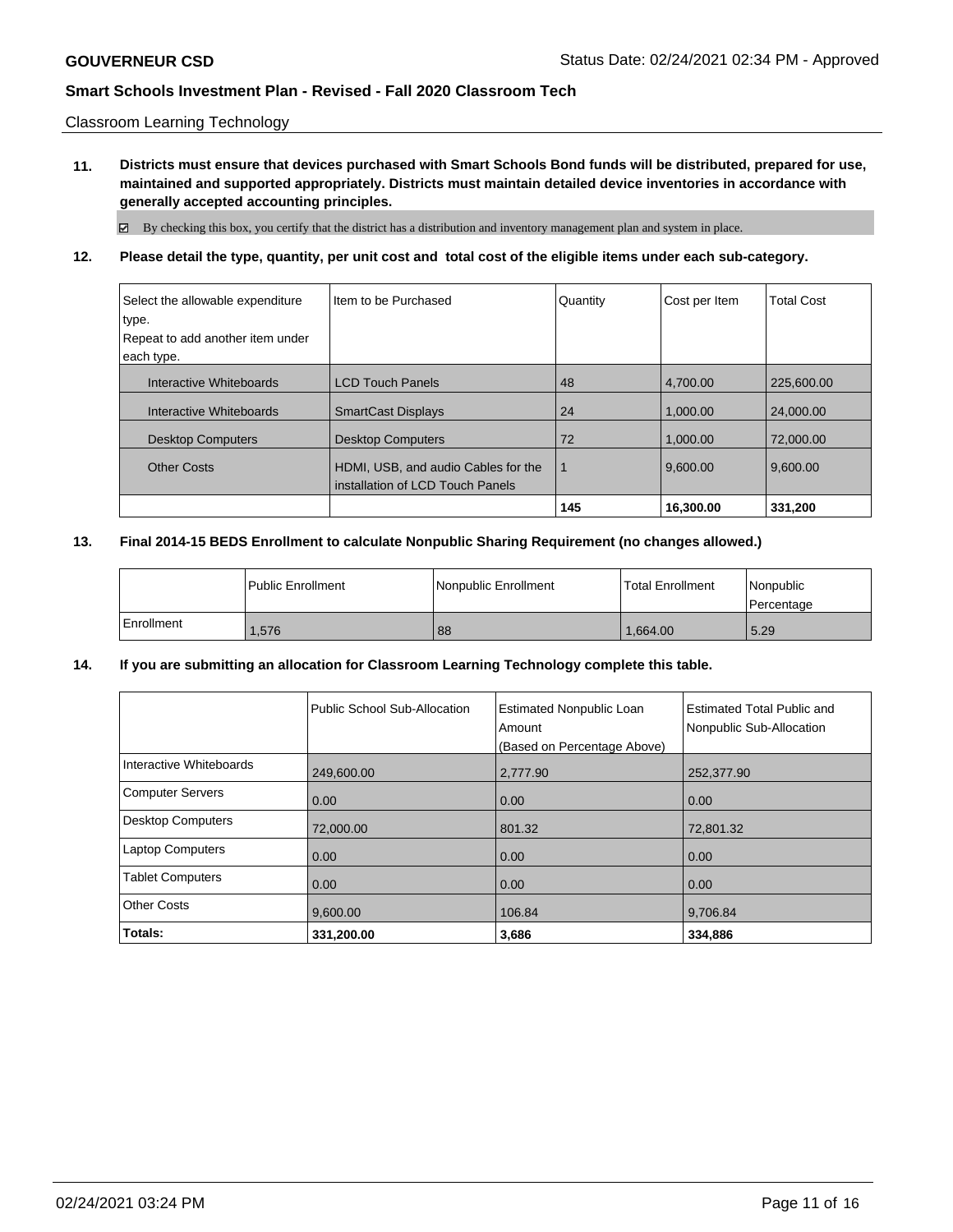Classroom Learning Technology

**11. Districts must ensure that devices purchased with Smart Schools Bond funds will be distributed, prepared for use, maintained and supported appropriately. Districts must maintain detailed device inventories in accordance with generally accepted accounting principles.**

☑ By checking this box, you certify that the district has a distribution and inventory management plan and system in place.

**12. Please detail the type, quantity, per unit cost and total cost of the eligible items under each sub-category.**

| Select the allowable expenditure type. Repeat to add another item under each type. | Item to be Purchased | Quantity | Cost per Item | Total Cost |
|---|---|---|---|---|
| Interactive Whiteboards | LCD Touch Panels | 48 | 4,700.00 | 225,600.00 |
| Interactive Whiteboards | SmartCast Displays | 24 | 1,000.00 | 24,000.00 |
| Desktop Computers | Desktop Computers | 72 | 1,000.00 | 72,000.00 |
| Other Costs | HDMI, USB, and audio Cables for the installation of LCD Touch Panels | 1 | 9,600.00 | 9,600.00 |
| | | **145** | **16,300.00** | **331,200** |

**13. Final 2014-15 BEDS Enrollment to calculate Nonpublic Sharing Requirement (no changes allowed.)**

| | Public Enrollment | Nonpublic Enrollment | Total Enrollment | Nonpublic Percentage |
|---|---|---|---|---|
| Enrollment | 1,576 | 88 | 1,664.00 | 5.29 |

**14. If you are submitting an allocation for Classroom Learning Technology complete this table.**

| | Public School Sub-Allocation | Estimated Nonpublic Loan Amount (Based on Percentage Above) | Estimated Total Public and Nonpublic Sub-Allocation |
|---|---|---|---|
| Interactive Whiteboards | 249,600.00 | 2,777.90 | 252,377.90 |
| Computer Servers | 0.00 | 0.00 | 0.00 |
| Desktop Computers | 72,000.00 | 801.32 | 72,801.32 |
| Laptop Computers | 0.00 | 0.00 | 0.00 |
| Tablet Computers | 0.00 | 0.00 | 0.00 |
| Other Costs | 9,600.00 | 106.84 | 9,706.84 |
| **Totals:** | **331,200.00** | **3,686** | **334,886** |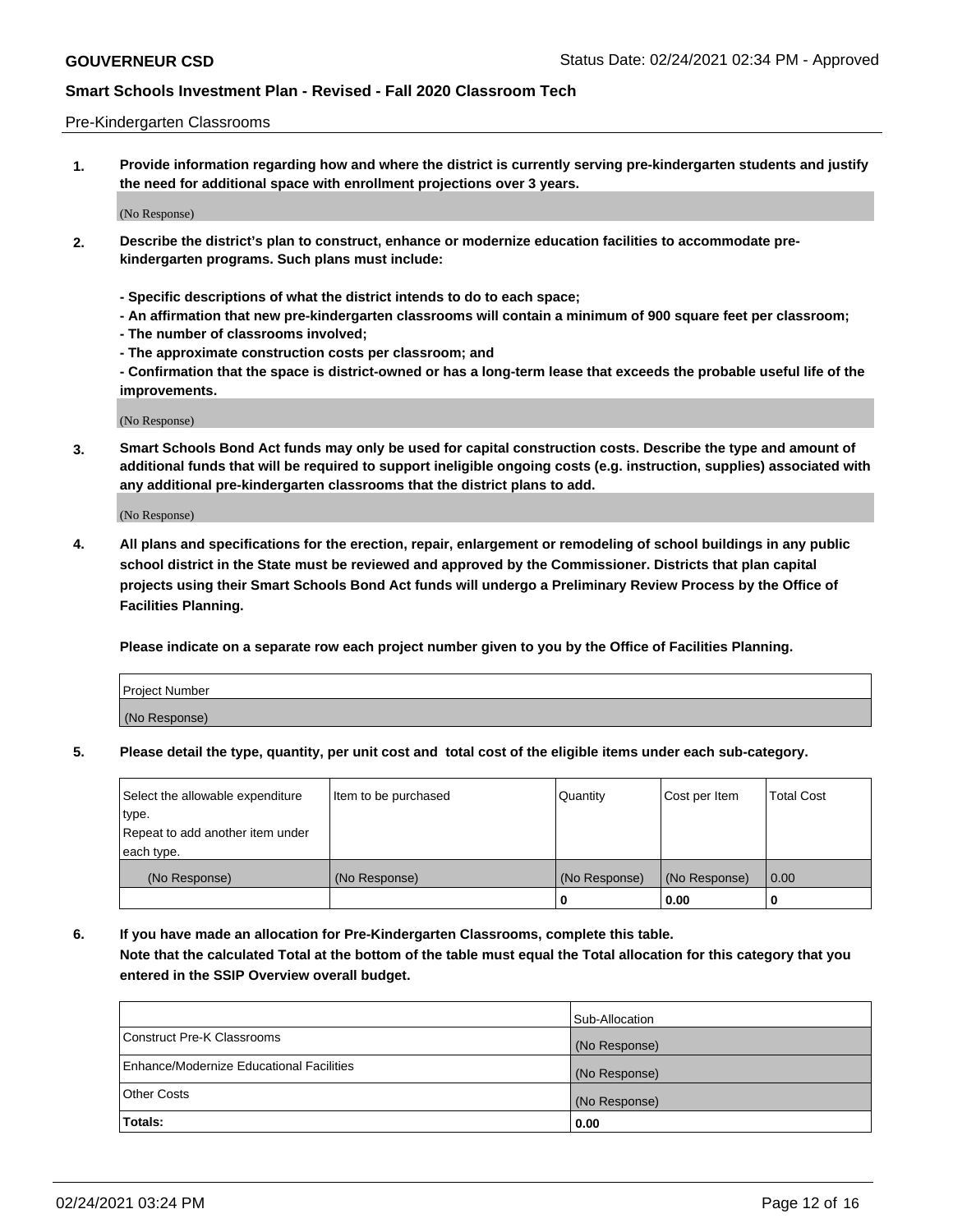Pre-Kindergarten Classrooms

**1. Provide information regarding how and where the district is currently serving pre-kindergarten students and justify the need for additional space with enrollment projections over 3 years.**

(No Response)

**2. Describe the district's plan to construct, enhance or modernize education facilities to accommodate pre-kindergarten programs. Such plans must include:**

**- Specific descriptions of what the district intends to do to each space;**
**- An affirmation that new pre-kindergarten classrooms will contain a minimum of 900 square feet per classroom;**
**- The number of classrooms involved;**
**- The approximate construction costs per classroom; and**
**- Confirmation that the space is district-owned or has a long-term lease that exceeds the probable useful life of the improvements.**

(No Response)

**3. Smart Schools Bond Act funds may only be used for capital construction costs. Describe the type and amount of additional funds that will be required to support ineligible ongoing costs (e.g. instruction, supplies) associated with any additional pre-kindergarten classrooms that the district plans to add.**

(No Response)

**4. All plans and specifications for the erection, repair, enlargement or remodeling of school buildings in any public school district in the State must be reviewed and approved by the Commissioner. Districts that plan capital projects using their Smart Schools Bond Act funds will undergo a Preliminary Review Process by the Office of Facilities Planning.**

**Please indicate on a separate row each project number given to you by the Office of Facilities Planning.**

| Project Number |
|---|
| (No Response) |

**5. Please detail the type, quantity, per unit cost and total cost of the eligible items under each sub-category.**

| Select the allowable expenditure type. Repeat to add another item under each type. | Item to be purchased | Quantity | Cost per Item | Total Cost |
|---|---|---|---|---|
| (No Response) | (No Response) | (No Response) | (No Response) | 0.00 |
| | | 0 | 0.00 | 0 |

**6. If you have made an allocation for Pre-Kindergarten Classrooms, complete this table. Note that the calculated Total at the bottom of the table must equal the Total allocation for this category that you entered in the SSIP Overview overall budget.**

| | Sub-Allocation |
|---|---|
| Construct Pre-K Classrooms | (No Response) |
| Enhance/Modernize Educational Facilities | (No Response) |
| Other Costs | (No Response) |
| **Totals:** | **0.00** |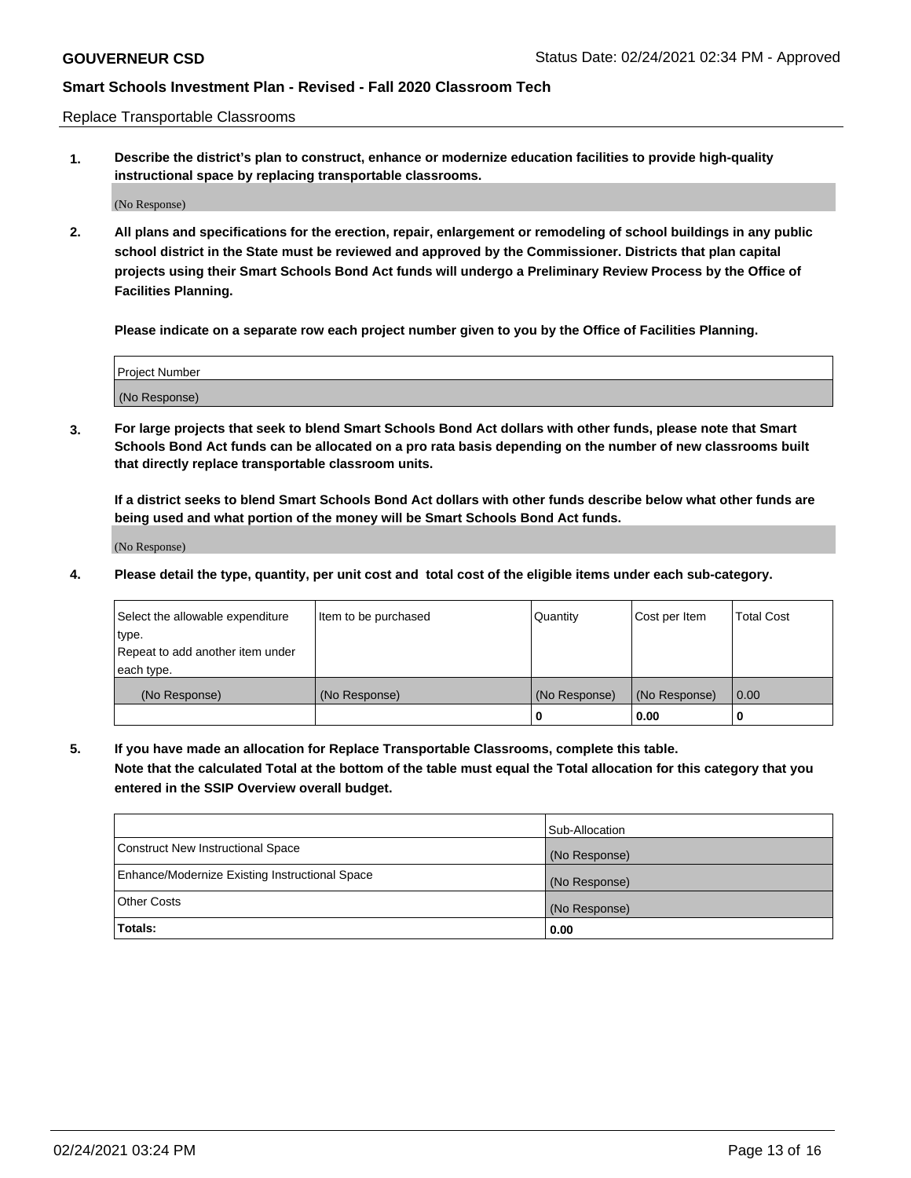Replace Transportable Classrooms

1. **Describe the district's plan to construct, enhance or modernize education facilities to provide high-quality instructional space by replacing transportable classrooms.**

(No Response)

2. **All plans and specifications for the erection, repair, enlargement or remodeling of school buildings in any public school district in the State must be reviewed and approved by the Commissioner. Districts that plan capital projects using their Smart Schools Bond Act funds will undergo a Preliminary Review Process by the Office of Facilities Planning.**

   **Please indicate on a separate row each project number given to you by the Office of Facilities Planning.**

| Project Number |
|---|
| (No Response) |

3. **For large projects that seek to blend Smart Schools Bond Act dollars with other funds, please note that Smart Schools Bond Act funds can be allocated on a pro rata basis depending on the number of new classrooms built that directly replace transportable classroom units.**

   **If a district seeks to blend Smart Schools Bond Act dollars with other funds describe below what other funds are being used and what portion of the money will be Smart Schools Bond Act funds.**

(No Response)

4. **Please detail the type, quantity, per unit cost and total cost of the eligible items under each sub-category.**

| Select the allowable expenditure type. Repeat to add another item under each type. | Item to be purchased | Quantity | Cost per Item | Total Cost |
|---|---|---|---|---|
| (No Response) | (No Response) | (No Response) | (No Response) | 0.00 |
| | | 0 | 0.00 | 0 |

5. **If you have made an allocation for Replace Transportable Classrooms, complete this table. Note that the calculated Total at the bottom of the table must equal the Total allocation for this category that you entered in the SSIP Overview overall budget.**

| | Sub-Allocation |
|---|---|
| Construct New Instructional Space | (No Response) |
| Enhance/Modernize Existing Instructional Space | (No Response) |
| Other Costs | (No Response) |
| **Totals:** | **0.00** |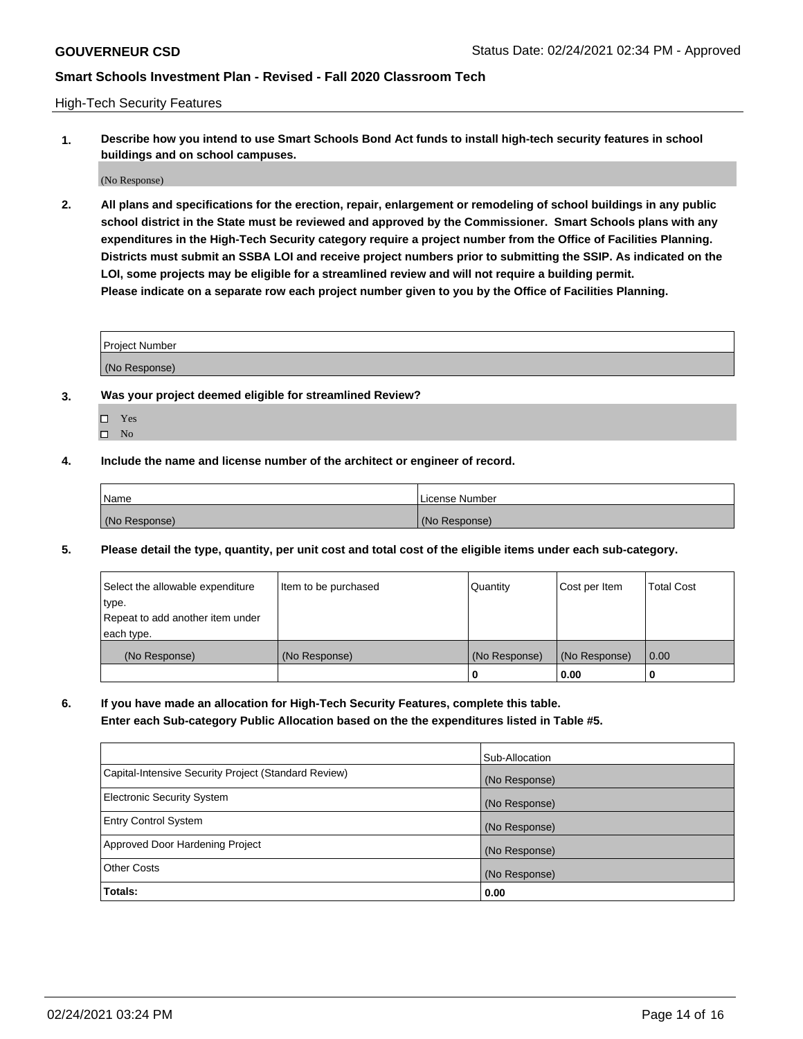High-Tech Security Features

**1. Describe how you intend to use Smart Schools Bond Act funds to install high-tech security features in school buildings and on school campuses.**

(No Response)

**2. All plans and specifications for the erection, repair, enlargement or remodeling of school buildings in any public school district in the State must be reviewed and approved by the Commissioner. Smart Schools plans with any expenditures in the High-Tech Security category require a project number from the Office of Facilities Planning. Districts must submit an SSBA LOI and receive project numbers prior to submitting the SSIP. As indicated on the LOI, some projects may be eligible for a streamlined review and will not require a building permit.**
**Please indicate on a separate row each project number given to you by the Office of Facilities Planning.**

| Project Number |
| --- |
| (No Response) |

**3. Was your project deemed eligible for streamlined Review?**

- ☐ Yes
- ☐ No

**4. Include the name and license number of the architect or engineer of record.**

| Name | License Number |
| --- | --- |
| (No Response) | (No Response) |

**5. Please detail the type, quantity, per unit cost and total cost of the eligible items under each sub-category.**

| Select the allowable expenditure type. Repeat to add another item under each type. | Item to be purchased | Quantity | Cost per Item | Total Cost |
| --- | --- | --- | --- | --- |
| (No Response) | (No Response) | (No Response) | (No Response) | 0.00 |
| | | 0 | 0.00 | 0 |

**6. If you have made an allocation for High-Tech Security Features, complete this table.**
**Enter each Sub-category Public Allocation based on the the expenditures listed in Table #5.**

| | Sub-Allocation |
| --- | --- |
| Capital-Intensive Security Project (Standard Review) | (No Response) |
| Electronic Security System | (No Response) |
| Entry Control System | (No Response) |
| Approved Door Hardening Project | (No Response) |
| Other Costs | (No Response) |
| **Totals:** | **0.00** |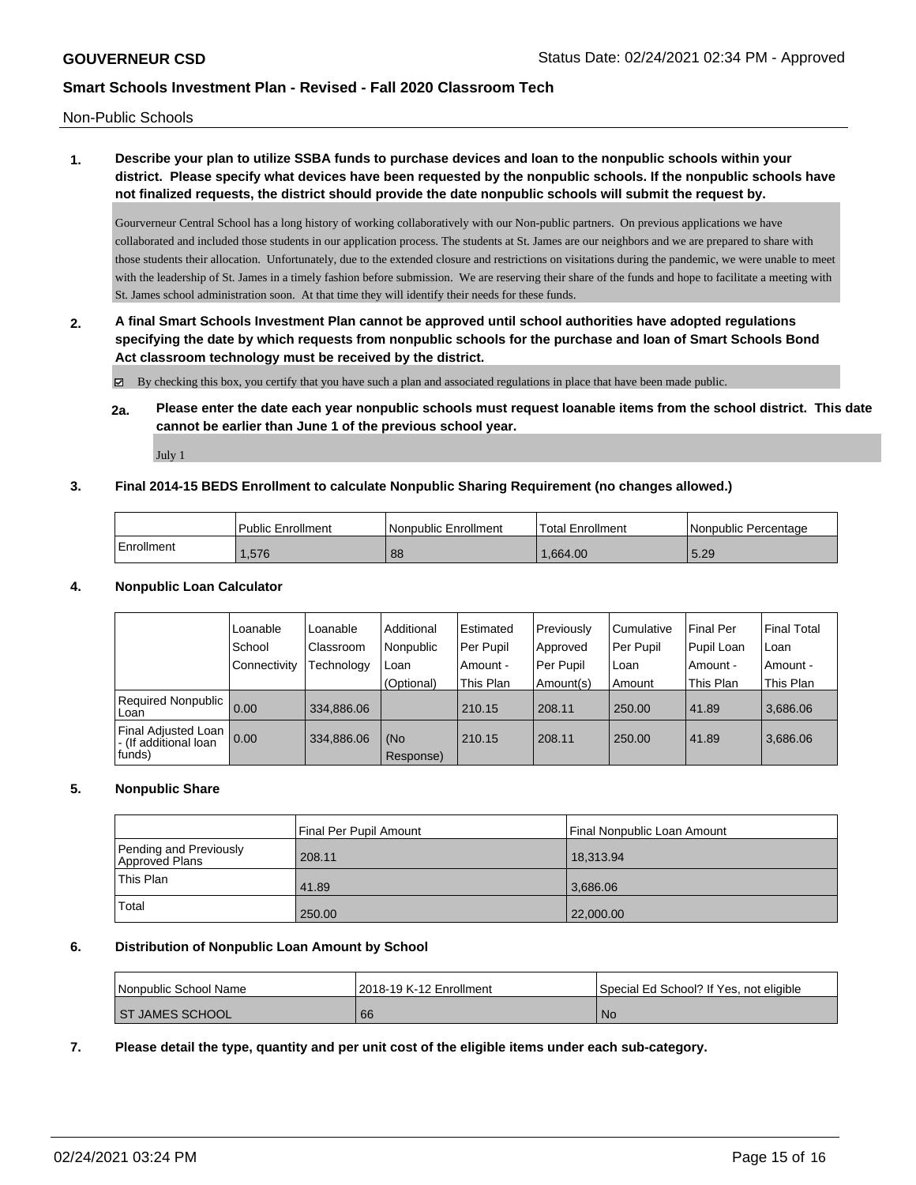Non-Public Schools

**1. Describe your plan to utilize SSBA funds to purchase devices and loan to the nonpublic schools within your district. Please specify what devices have been requested by the nonpublic schools. If the nonpublic schools have not finalized requests, the district should provide the date nonpublic schools will submit the request by.**

Gourverneur Central School has a long history of working collaboratively with our Non-public partners. On previous applications we have collaborated and included those students in our application process. The students at St. James are our neighbors and we are prepared to share with those students their allocation. Unfortunately, due to the extended closure and restrictions on visitations during the pandemic, we were unable to meet with the leadership of St. James in a timely fashion before submission. We are reserving their share of the funds and hope to facilitate a meeting with St. James school administration soon. At that time they will identify their needs for these funds.

**2. A final Smart Schools Investment Plan cannot be approved until school authorities have adopted regulations specifying the date by which requests from nonpublic schools for the purchase and loan of Smart Schools Bond Act classroom technology must be received by the district.**

☑ By checking this box, you certify that you have such a plan and associated regulations in place that have been made public.

**2a. Please enter the date each year nonpublic schools must request loanable items from the school district. This date cannot be earlier than June 1 of the previous school year.**

July 1

**3. Final 2014-15 BEDS Enrollment to calculate Nonpublic Sharing Requirement (no changes allowed.)**

| | Public Enrollment | Nonpublic Enrollment | Total Enrollment | Nonpublic Percentage |
|---|---|---|---|---|
| Enrollment | 1,576 | 88 | 1,664.00 | 5.29 |

**4. Nonpublic Loan Calculator**

| | Loanable School Connectivity | Loanable Classroom Technology | Additional Nonpublic Loan (Optional) | Estimated Per Pupil Amount - This Plan | Previously Approved Per Pupil Amount(s) | Cumulative Per Pupil Loan Amount | Final Per Pupil Loan Amount - This Plan | Final Total Loan Amount - This Plan |
|---|---|---|---|---|---|---|---|---|
| Required Nonpublic Loan | 0.00 | 334,886.06 | | 210.15 | 208.11 | 250.00 | 41.89 | 3,686.06 |
| Final Adjusted Loan - (If additional loan funds) | 0.00 | 334,886.06 | (No Response) | 210.15 | 208.11 | 250.00 | 41.89 | 3,686.06 |

**5. Nonpublic Share**

| | Final Per Pupil Amount | Final Nonpublic Loan Amount |
|---|---|---|
| Pending and Previously Approved Plans | 208.11 | 18,313.94 |
| This Plan | 41.89 | 3,686.06 |
| Total | 250.00 | 22,000.00 |

**6. Distribution of Nonpublic Loan Amount by School**

| Nonpublic School Name | 2018-19 K-12 Enrollment | Special Ed School? If Yes, not eligible |
|---|---|---|
| ST JAMES SCHOOL | 66 | No |

**7. Please detail the type, quantity and per unit cost of the eligible items under each sub-category.**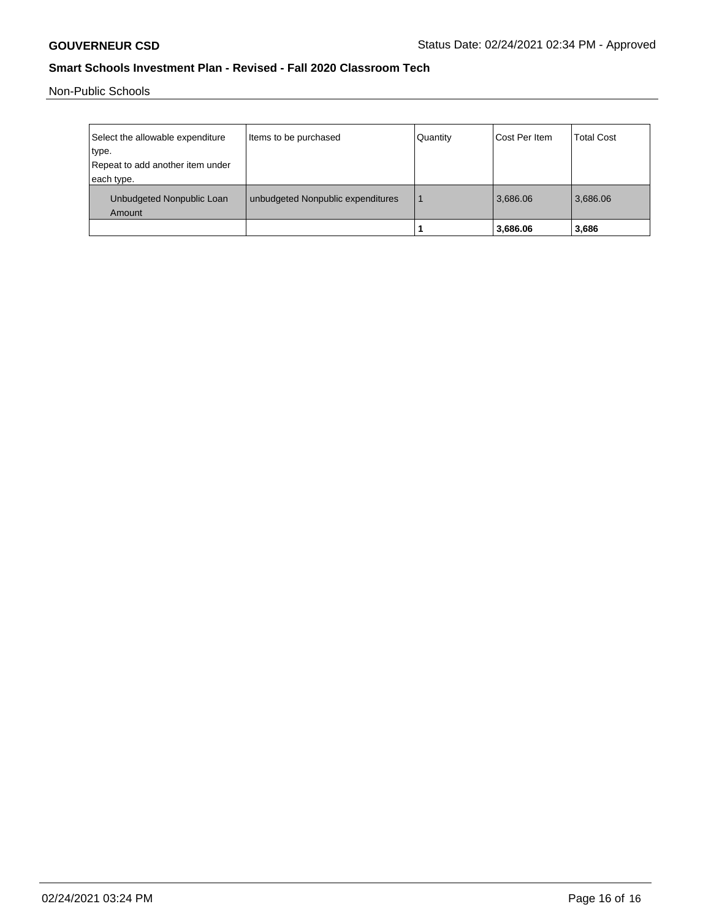Non-Public Schools

| Select the allowable expenditure type.<br>Repeat to add another item under each type. | Items to be purchased | Quantity | Cost Per Item | Total Cost |
|---|---|---|---|---|
| Unbudgeted Nonpublic Loan Amount | unbudgeted Nonpublic expenditures | 1 | 3,686.06 | 3,686.06 |
| | | **1** | **3,686.06** | **3,686** |